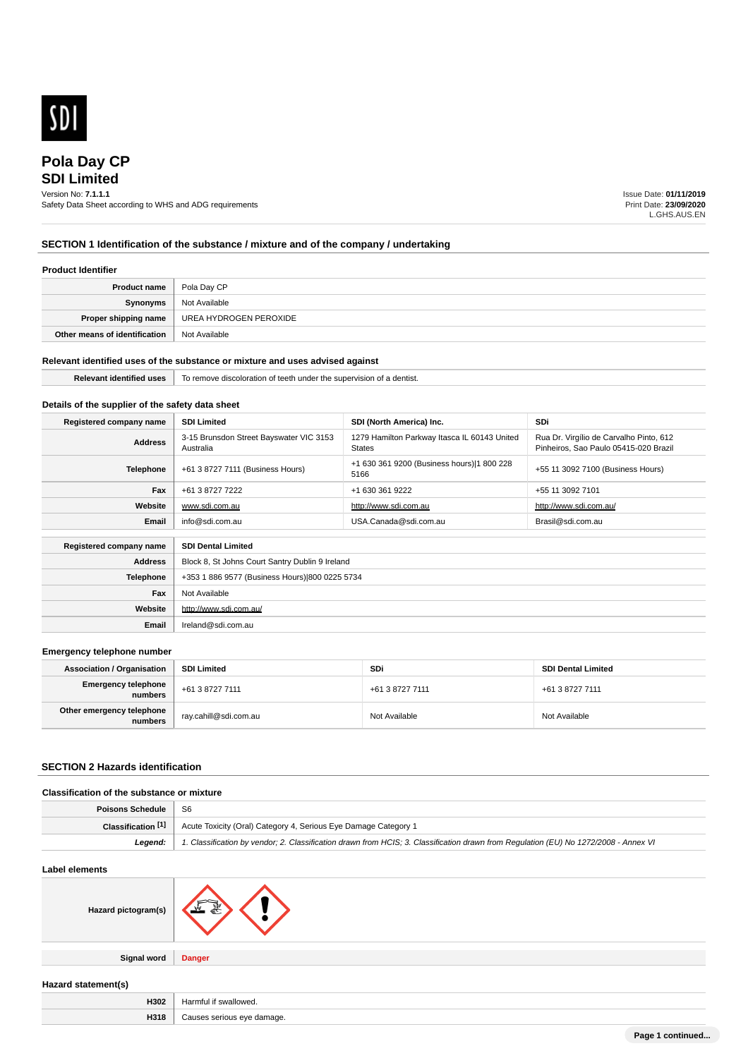# Pola Day CP

## SDI Limited

Version No: **7.1.1.1**
Safety Data Sheet according to WHS and ADG requirements

Issue Date: **01/11/2019**
Print Date: **23/09/2020**
L.GHS.AUS.EN

## SECTION 1 Identification of the substance / mixture and of the company / undertaking

### Product Identifier

| | |
|---|---|
| **Product name** | Pola Day CP |
| **Synonyms** | Not Available |
| **Proper shipping name** | UREA HYDROGEN PEROXIDE |
| **Other means of identification** | Not Available |

### Relevant identified uses of the substance or mixture and uses advised against

| | |
|---|---|
| **Relevant identified uses** | To remove discoloration of teeth under the supervision of a dentist. |

### Details of the supplier of the safety data sheet

| **Registered company name** | **SDI Limited** | **SDI (North America) Inc.** | **SDi** |
|---|---|---|---|
| **Address** | 3-15 Brunsdon Street Bayswater VIC 3153 Australia | 1279 Hamilton Parkway Itasca IL 60143 United States | Rua Dr. Virgilio de Carvalho Pinto, 612 Pinheiros, Sao Paulo 05415-020 Brazil |
| **Telephone** | +61 3 8727 7111 (Business Hours) | +1 630 361 9200 (Business hours)\|1 800 228 5166 | +55 11 3092 7100 (Business Hours) |
| **Fax** | +61 3 8727 7222 | +1 630 361 9222 | +55 11 3092 7101 |
| **Website** | www.sdi.com.au | http://www.sdi.com.au | http://www.sdi.com.au/ |
| **Email** | info@sdi.com.au | USA.Canada@sdi.com.au | Brasil@sdi.com.au |

| **Registered company name** | **SDI Dental Limited** |
|---|---|
| **Address** | Block 8, St Johns Court Santry Dublin 9 Ireland |
| **Telephone** | +353 1 886 9577 (Business Hours)\|800 0225 5734 |
| **Fax** | Not Available |
| **Website** | http://www.sdi.com.au/ |
| **Email** | Ireland@sdi.com.au |

### Emergency telephone number

| **Association / Organisation** | **SDI Limited** | **SDi** | **SDI Dental Limited** |
|---|---|---|---|
| **Emergency telephone numbers** | +61 3 8727 7111 | +61 3 8727 7111 | +61 3 8727 7111 |
| **Other emergency telephone numbers** | ray.cahill@sdi.com.au | Not Available | Not Available |

## SECTION 2 Hazards identification

### Classification of the substance or mixture

| | |
|---|---|
| **Poisons Schedule** | S6 |
| **Classification [1]** | Acute Toxicity (Oral) Category 4, Serious Eye Damage Category 1 |
| ***Legend:*** | *1. Classification by vendor; 2. Classification drawn from HCIS; 3. Classification drawn from Regulation (EU) No 1272/2008 - Annex VI* |

### Label elements

| | |
|---|---|
| **Hazard pictogram(s)** | |
| **Signal word** | **Danger** |

### Hazard statement(s)

| | |
|---|---|
| **H302** | Harmful if swallowed. |
| **H318** | Causes serious eye damage. |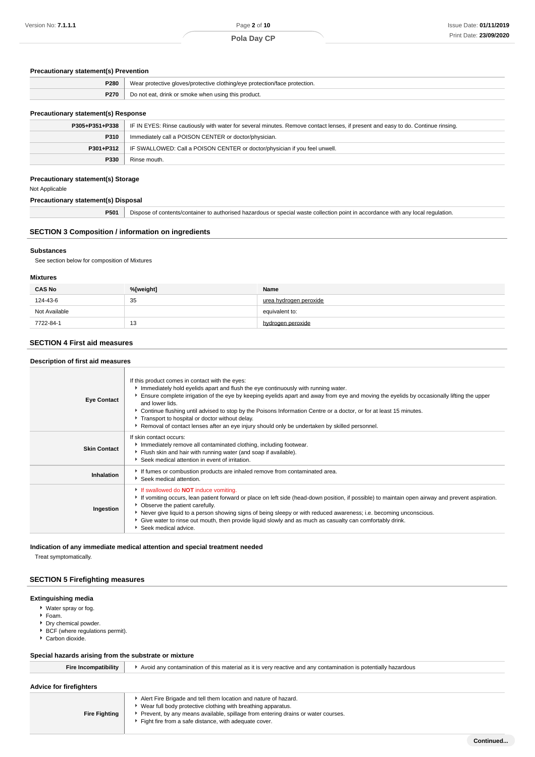### Precautionary statement(s) Prevention

| | |
|---|---|
| **P280** | Wear protective gloves/protective clothing/eye protection/face protection. |
| **P270** | Do not eat, drink or smoke when using this product. |

### Precautionary statement(s) Response

| | |
|---|---|
| **P305+P351+P338** | IF IN EYES: Rinse cautiously with water for several minutes. Remove contact lenses, if present and easy to do. Continue rinsing. |
| **P310** | Immediately call a POISON CENTER or doctor/physician. |
| **P301+P312** | IF SWALLOWED: Call a POISON CENTER or doctor/physician if you feel unwell. |
| **P330** | Rinse mouth. |

### Precautionary statement(s) Storage

Not Applicable

### Precautionary statement(s) Disposal

| | |
|---|---|
| **P501** | Dispose of contents/container to authorised hazardous or special waste collection point in accordance with any local regulation. |

## SECTION 3 Composition / information on ingredients

### Substances

See section below for composition of Mixtures

### Mixtures

| CAS No | %[weight] | Name |
|---|---|---|
| 124-43-6 | 35 | urea hydrogen peroxide |
| Not Available | | equivalent to: |
| 7722-84-1 | 13 | hydrogen peroxide |

## SECTION 4 First aid measures

### Description of first aid measures

| | |
|---|---|
| **Eye Contact** | If this product comes in contact with the eyes:<br>▸ Immediately hold eyelids apart and flush the eye continuously with running water.<br>▸ Ensure complete irrigation of the eye by keeping eyelids apart and away from eye and moving the eyelids by occasionally lifting the upper and lower lids.<br>▸ Continue flushing until advised to stop by the Poisons Information Centre or a doctor, or for at least 15 minutes.<br>▸ Transport to hospital or doctor without delay.<br>▸ Removal of contact lenses after an eye injury should only be undertaken by skilled personnel. |
| **Skin Contact** | If skin contact occurs:<br>▸ Immediately remove all contaminated clothing, including footwear.<br>▸ Flush skin and hair with running water (and soap if available).<br>▸ Seek medical attention in event of irritation. |
| **Inhalation** | ▸ If fumes or combustion products are inhaled remove from contaminated area.<br>▸ Seek medical attention. |
| **Ingestion** | ▸ If swallowed do **NOT** induce vomiting.<br>▸ If vomiting occurs, lean patient forward or place on left side (head-down position, if possible) to maintain open airway and prevent aspiration.<br>▸ Observe the patient carefully.<br>▸ Never give liquid to a person showing signs of being sleepy or with reduced awareness; i.e. becoming unconscious.<br>▸ Give water to rinse out mouth, then provide liquid slowly and as much as casualty can comfortably drink.<br>▸ Seek medical advice. |

### Indication of any immediate medical attention and special treatment needed

Treat symptomatically.

## SECTION 5 Firefighting measures

### Extinguishing media

- Water spray or fog.
- Foam.
- Dry chemical powder.
- BCF (where regulations permit).
- Carbon dioxide.

### Special hazards arising from the substrate or mixture

| | |
|---|---|
| **Fire Incompatibility** | ▸ Avoid any contamination of this material as it is very reactive and any contamination is potentially hazardous |

### Advice for firefighters

| | |
|---|---|
| **Fire Fighting** | ▸ Alert Fire Brigade and tell them location and nature of hazard.<br>▸ Wear full body protective clothing with breathing apparatus.<br>▸ Prevent, by any means available, spillage from entering drains or water courses.<br>▸ Fight fire from a safe distance, with adequate cover. |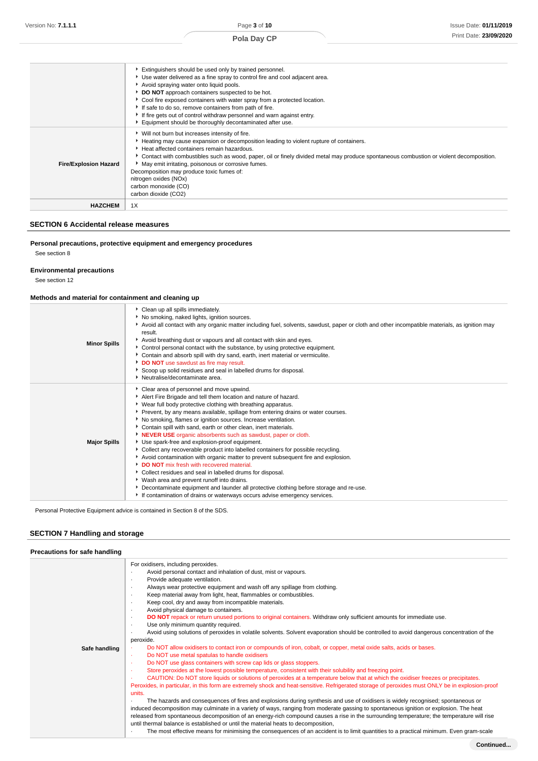| | |
|---|---|
| | ▸ Extinguishers should be used only by trained personnel.<br>▸ Use water delivered as a fine spray to control fire and cool adjacent area.<br>▸ Avoid spraying water onto liquid pools.<br>▸ **DO NOT** approach containers suspected to be hot.<br>▸ Cool fire exposed containers with water spray from a protected location.<br>▸ If safe to do so, remove containers from path of fire.<br>▸ If fire gets out of control withdraw personnel and warn against entry.<br>▸ Equipment should be thoroughly decontaminated after use. |
| **Fire/Explosion Hazard** | ▸ Will not burn but increases intensity of fire.<br>▸ Heating may cause expansion or decomposition leading to violent rupture of containers.<br>▸ Heat affected containers remain hazardous.<br>▸ Contact with combustibles such as wood, paper, oil or finely divided metal may produce spontaneous combustion or violent decomposition.<br>▸ May emit irritating, poisonous or corrosive fumes.<br>Decomposition may produce toxic fumes of:<br>nitrogen oxides (NOx)<br>carbon monoxide (CO)<br>carbon dioxide (CO2) |
| **HAZCHEM** | 1X |

## SECTION 6 Accidental release measures

### Personal precautions, protective equipment and emergency procedures

See section 8

### Environmental precautions

See section 12

### Methods and material for containment and cleaning up

| | |
|---|---|
| **Minor Spills** | ▸ Clean up all spills immediately.<br>▸ No smoking, naked lights, ignition sources.<br>▸ Avoid all contact with any organic matter including fuel, solvents, sawdust, paper or cloth and other incompatible materials, as ignition may result.<br>▸ Avoid breathing dust or vapours and all contact with skin and eyes.<br>▸ Control personal contact with the substance, by using protective equipment.<br>▸ Contain and absorb spill with dry sand, earth, inert material or vermiculite.<br>▸ **DO NOT** use sawdust as fire may result.<br>▸ Scoop up solid residues and seal in labelled drums for disposal.<br>▸ Neutralise/decontaminate area. |
| **Major Spills** | ▸ Clear area of personnel and move upwind.<br>▸ Alert Fire Brigade and tell them location and nature of hazard.<br>▸ Wear full body protective clothing with breathing apparatus.<br>▸ Prevent, by any means available, spillage from entering drains or water courses.<br>▸ No smoking, flames or ignition sources. Increase ventilation.<br>▸ Contain spill with sand, earth or other clean, inert materials.<br>▸ **NEVER USE** organic absorbents such as sawdust, paper or cloth.<br>▸ Use spark-free and explosion-proof equipment.<br>▸ Collect any recoverable product into labelled containers for possible recycling.<br>▸ Avoid contamination with organic matter to prevent subsequent fire and explosion.<br>▸ **DO NOT** mix fresh with recovered material.<br>▸ Collect residues and seal in labelled drums for disposal.<br>▸ Wash area and prevent runoff into drains.<br>▸ Decontaminate equipment and launder all protective clothing before storage and re-use.<br>▸ If contamination of drains or waterways occurs advise emergency services. |

Personal Protective Equipment advice is contained in Section 8 of the SDS.

## SECTION 7 Handling and storage

### Precautions for safe handling

| | |
|---|---|
| **Safe handling** | For oxidisers, including peroxides.<br>· Avoid personal contact and inhalation of dust, mist or vapours.<br>· Provide adequate ventilation.<br>· Always wear protective equipment and wash off any spillage from clothing.<br>· Keep material away from light, heat, flammables or combustibles.<br>· Keep cool, dry and away from incompatible materials.<br>· Avoid physical damage to containers.<br>· **DO NOT** repack or return unused portions to original containers. Withdraw only sufficient amounts for immediate use.<br>· Use only minimum quantity required.<br>· Avoid using solutions of peroxides in volatile solvents. Solvent evaporation should be controlled to avoid dangerous concentration of the peroxide.<br>· Do NOT allow oxidisers to contact iron or compounds of iron, cobalt, or copper, metal oxide salts, acids or bases.<br>· Do NOT use metal spatulas to handle oxidisers<br>· Do NOT use glass containers with screw cap lids or glass stoppers.<br>· Store peroxides at the lowest possible temperature, consistent with their solubility and freezing point.<br>· CAUTION: Do NOT store liquids or solutions of peroxides at a temperature below that at which the oxidiser freezes or precipitates. Peroxides, in particular, in this form are extremely shock and heat-sensitive. Refrigerated storage of peroxides must ONLY be in explosion-proof units.<br>· The hazards and consequences of fires and explosions during synthesis and use of oxidisers is widely recognised; spontaneous or induced decomposition may culminate in a variety of ways, ranging from moderate gassing to spontaneous ignition or explosion. The heat released from spontaneous decomposition of an energy-rich compound causes a rise in the surrounding temperature; the temperature will rise until thermal balance is established or until the material heats to decomposition,<br>· The most effective means for minimising the consequences of an accident is to limit quantities to a practical minimum. Even gram-scale |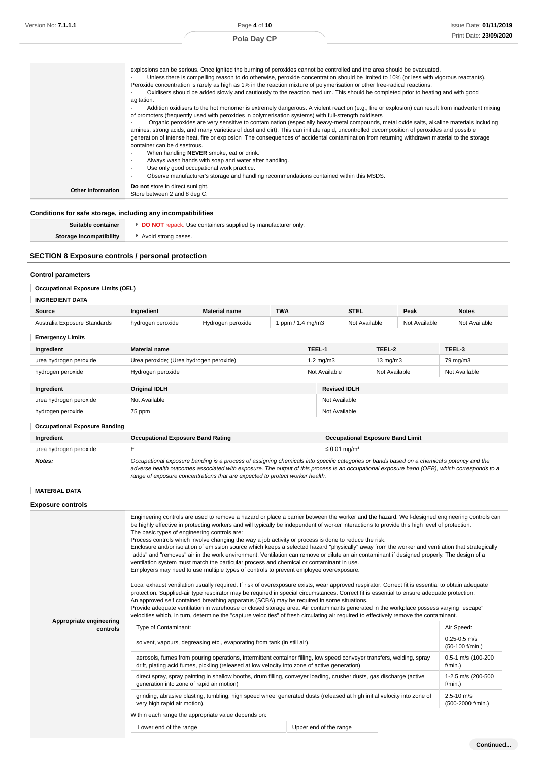| | |
|---|---|
| | explosions can be serious. Once ignited the burning of peroxides cannot be controlled and the area should be evacuated.<br>· Unless there is compelling reason to do otherwise, peroxide concentration should be limited to 10% (or less with vigorous reactants). Peroxide concentration is rarely as high as 1% in the reaction mixture of polymerisation or other free-radical reactions,<br>· Oxidisers should be added slowly and cautiously to the reaction medium. This should be completed prior to heating and with good agitation.<br>· Addition oxidisers to the hot monomer is extremely dangerous. A violent reaction (e.g., fire or explosion) can result from inadvertent mixing of promoters (frequently used with peroxides in polymerisation systems) with full-strength oxidisers<br>· Organic peroxides are very sensitive to contamination (especially heavy-metal compounds, metal oxide salts, alkaline materials including amines, strong acids, and many varieties of dust and dirt). This can initiate rapid, uncontrolled decomposition of peroxides and possible generation of intense heat, fire or explosion The consequences of accidental contamination from returning withdrawn material to the storage container can be disastrous.<br>· When handling **NEVER** smoke, eat or drink.<br>· Always wash hands with soap and water after handling.<br>· Use only good occupational work practice.<br>· Observe manufacturer's storage and handling recommendations contained within this MSDS. |
| **Other information** | **Do not** store in direct sunlight.<br>Store between 2 and 8 deg C. |

### Conditions for safe storage, including any incompatibilities

| | |
|---|---|
| **Suitable container** | **DO NOT** repack. Use containers supplied by manufacturer only. |
| **Storage incompatibility** | Avoid strong bases. |

## SECTION 8 Exposure controls / personal protection

### Control parameters

**Occupational Exposure Limits (OEL)**

**INGREDIENT DATA**

| Source | Ingredient | Material name | TWA | STEL | Peak | Notes |
|---|---|---|---|---|---|---|
| Australia Exposure Standards | hydrogen peroxide | Hydrogen peroxide | 1 ppm / 1.4 mg/m3 | Not Available | Not Available | Not Available |

**Emergency Limits**

| Ingredient | Material name | TEEL-1 | TEEL-2 | TEEL-3 |
|---|---|---|---|---|
| urea hydrogen peroxide | Urea peroxide; (Urea hydrogen peroxide) | 1.2 mg/m3 | 13 mg/m3 | 79 mg/m3 |
| hydrogen peroxide | Hydrogen peroxide | Not Available | Not Available | Not Available |

| Ingredient | Original IDLH | Revised IDLH |
|---|---|---|
| urea hydrogen peroxide | Not Available | Not Available |
| hydrogen peroxide | 75 ppm | Not Available |

**Occupational Exposure Banding**

| Ingredient | Occupational Exposure Band Rating | Occupational Exposure Band Limit |
|---|---|---|
| urea hydrogen peroxide | E | ≤ 0.01 mg/m³ |
| ***Notes:*** | *Occupational exposure banding is a process of assigning chemicals into specific categories or bands based on a chemical's potency and the adverse health outcomes associated with exposure. The output of this process is an occupational exposure band (OEB), which corresponds to a range of exposure concentrations that are expected to protect worker health.* | |

**MATERIAL DATA**

### Exposure controls

**Appropriate engineering controls**

Engineering controls are used to remove a hazard or place a barrier between the worker and the hazard. Well-designed engineering controls can be highly effective in protecting workers and will typically be independent of worker interactions to provide this high level of protection.
The basic types of engineering controls are:
Process controls which involve changing the way a job activity or process is done to reduce the risk.
Enclosure and/or isolation of emission source which keeps a selected hazard "physically" away from the worker and ventilation that strategically "adds" and "removes" air in the work environment. Ventilation can remove or dilute an air contaminant if designed properly. The design of a ventilation system must match the particular process and chemical or contaminant in use.
Employers may need to use multiple types of controls to prevent employee overexposure.

Local exhaust ventilation usually required. If risk of overexposure exists, wear approved respirator. Correct fit is essential to obtain adequate protection. Supplied-air type respirator may be required in special circumstances. Correct fit is essential to ensure adequate protection.
An approved self contained breathing apparatus (SCBA) may be required in some situations.
Provide adequate ventilation in warehouse or closed storage area. Air contaminants generated in the workplace possess varying "escape" velocities which, in turn, determine the "capture velocities" of fresh circulating air required to effectively remove the contaminant.

| Type of Contaminant: | Air Speed: |
|---|---|
| solvent, vapours, degreasing etc., evaporating from tank (in still air). | 0.25-0.5 m/s (50-100 f/min.) |
| aerosols, fumes from pouring operations, intermittent container filling, low speed conveyer transfers, welding, spray drift, plating acid fumes, pickling (released at low velocity into zone of active generation) | 0.5-1 m/s (100-200 f/min.) |
| direct spray, spray painting in shallow booths, drum filling, conveyer loading, crusher dusts, gas discharge (active generation into zone of rapid air motion) | 1-2.5 m/s (200-500 f/min.) |
| grinding, abrasive blasting, tumbling, high speed wheel generated dusts (released at high initial velocity into zone of very high rapid air motion). | 2.5-10 m/s (500-2000 f/min.) |

Within each range the appropriate value depends on:

| Lower end of the range | Upper end of the range |
|---|---|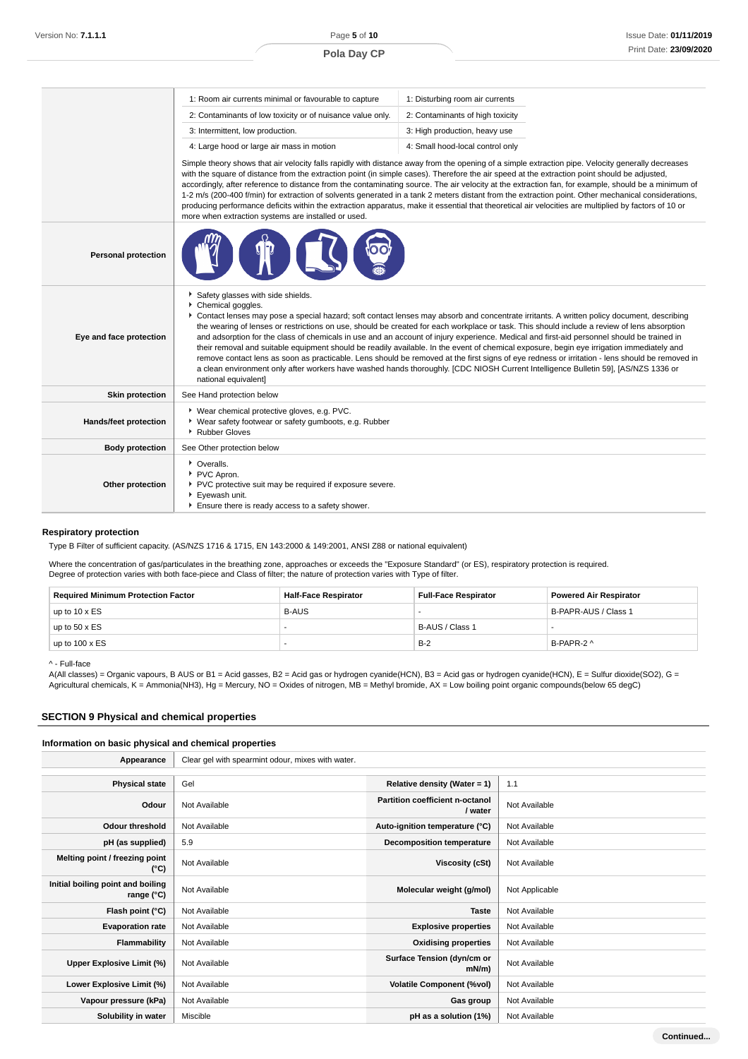| | |
|---|---|
| | 1: Room air currents minimal or favourable to capture / 1: Disturbing room air currents<br>2: Contaminants of low toxicity or of nuisance value only. / 2: Contaminants of high toxicity<br>3: Intermittent, low production. / 3: High production, heavy use<br>4: Large hood or large air mass in motion / 4: Small hood-local control only<br><br>Simple theory shows that air velocity falls rapidly with distance away from the opening of a simple extraction pipe. Velocity generally decreases with the square of distance from the extraction point (in simple cases). Therefore the air speed at the extraction point should be adjusted, accordingly, after reference to distance from the contaminating source. The air velocity at the extraction fan, for example, should be a minimum of 1-2 m/s (200-400 f/min) for extraction of solvents generated in a tank 2 meters distant from the extraction point. Other mechanical considerations, producing performance deficits within the extraction apparatus, make it essential that theoretical air velocities are multiplied by factors of 10 or more when extraction systems are installed or used. |
| **Personal protection** | |
| **Eye and face protection** | ‣ Safety glasses with side shields.<br>‣ Chemical goggles.<br>‣ Contact lenses may pose a special hazard; soft contact lenses may absorb and concentrate irritants. A written policy document, describing the wearing of lenses or restrictions on use, should be created for each workplace or task. This should include a review of lens absorption and adsorption for the class of chemicals in use and an account of injury experience. Medical and first-aid personnel should be trained in their removal and suitable equipment should be readily available. In the event of chemical exposure, begin eye irrigation immediately and remove contact lens as soon as practicable. Lens should be removed at the first signs of eye redness or irritation - lens should be removed in a clean environment only after workers have washed hands thoroughly. [CDC NIOSH Current Intelligence Bulletin 59], [AS/NZS 1336 or national equivalent] |
| **Skin protection** | See Hand protection below |
| **Hands/feet protection** | ‣ Wear chemical protective gloves, e.g. PVC.<br>‣ Wear safety footwear or safety gumboots, e.g. Rubber<br>‣ Rubber Gloves |
| **Body protection** | See Other protection below |
| **Other protection** | ‣ Overalls.<br>‣ PVC Apron.<br>‣ PVC protective suit may be required if exposure severe.<br>‣ Eyewash unit.<br>‣ Ensure there is ready access to a safety shower. |

### Respiratory protection

Type B Filter of sufficient capacity. (AS/NZS 1716 & 1715, EN 143:2000 & 149:2001, ANSI Z88 or national equivalent)

Where the concentration of gas/particulates in the breathing zone, approaches or exceeds the "Exposure Standard" (or ES), respiratory protection is required.
Degree of protection varies with both face-piece and Class of filter; the nature of protection varies with Type of filter.

| Required Minimum Protection Factor | Half-Face Respirator | Full-Face Respirator | Powered Air Respirator |
|---|---|---|---|
| up to 10 x ES | B-AUS | - | B-PAPR-AUS / Class 1 |
| up to 50 x ES | - | B-AUS / Class 1 | - |
| up to 100 x ES | - | B-2 | B-PAPR-2 ^ |

^ - Full-face

A(All classes) = Organic vapours, B AUS or B1 = Acid gasses, B2 = Acid gas or hydrogen cyanide(HCN), B3 = Acid gas or hydrogen cyanide(HCN), E = Sulfur dioxide($SO_2$), G = Agricultural chemicals, K = Ammonia($NH_3$), Hg = Mercury, NO = Oxides of nitrogen, MB = Methyl bromide, AX = Low boiling point organic compounds(below 65 degC)

## SECTION 9 Physical and chemical properties

### Information on basic physical and chemical properties

| **Appearance** | Clear gel with spearmint odour, mixes with water. | | |
|---|---|---|---|
| **Physical state** | Gel | **Relative density (Water = 1)** | 1.1 |
| **Odour** | Not Available | **Partition coefficient n-octanol / water** | Not Available |
| **Odour threshold** | Not Available | **Auto-ignition temperature (°C)** | Not Available |
| **pH (as supplied)** | 5.9 | **Decomposition temperature** | Not Available |
| **Melting point / freezing point (°C)** | Not Available | **Viscosity (cSt)** | Not Available |
| **Initial boiling point and boiling range (°C)** | Not Available | **Molecular weight (g/mol)** | Not Applicable |
| **Flash point (°C)** | Not Available | **Taste** | Not Available |
| **Evaporation rate** | Not Available | **Explosive properties** | Not Available |
| **Flammability** | Not Available | **Oxidising properties** | Not Available |
| **Upper Explosive Limit (%)** | Not Available | **Surface Tension (dyn/cm or mN/m)** | Not Available |
| **Lower Explosive Limit (%)** | Not Available | **Volatile Component (%vol)** | Not Available |
| **Vapour pressure (kPa)** | Not Available | **Gas group** | Not Available |
| **Solubility in water** | Miscible | **pH as a solution (1%)** | Not Available |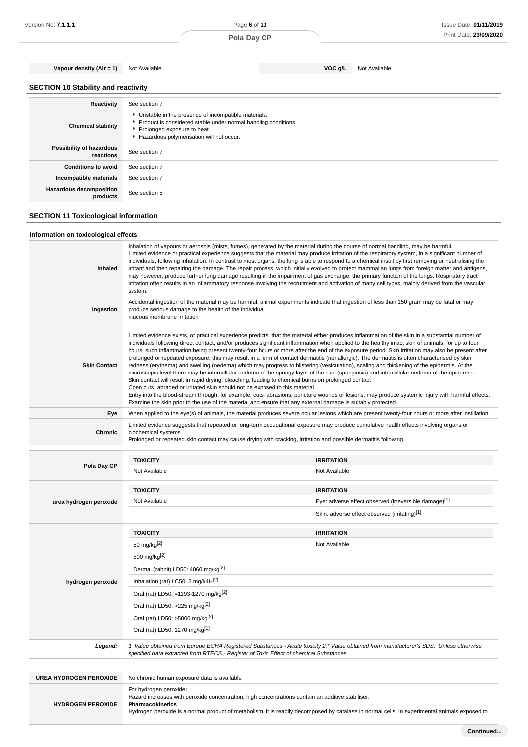| Vapour density (Air = 1) | Not Available | VOC g/L | Not Available |
|---|---|---|---|

## SECTION 10 Stability and reactivity

| | |
|---|---|
| Reactivity | See section 7 |
| Chemical stability | Unstable in the presence of incompatible materials.<br>Product is considered stable under normal handling conditions.<br>Prolonged exposure to heat.<br>Hazardous polymerisation will not occur. |
| Possibility of hazardous reactions | See section 7 |
| Conditions to avoid | See section 7 |
| Incompatible materials | See section 7 |
| Hazardous decomposition products | See section 5 |

## SECTION 11 Toxicological information

### Information on toxicological effects

| | |
|---|---|
| Inhaled | Inhalation of vapours or aerosols (mists, fumes), generated by the material during the course of normal handling, may be harmful.<br>Limited evidence or practical experience suggests that the material may produce irritation of the respiratory system, in a significant number of individuals, following inhalation. In contrast to most organs, the lung is able to respond to a chemical insult by first removing or neutralising the irritant and then repairing the damage. The repair process, which initially evolved to protect mammalian lungs from foreign matter and antigens, may however, produce further lung damage resulting in the impairment of gas exchange, the primary function of the lungs. Respiratory tract irritation often results in an inflammatory response involving the recruitment and activation of many cell types, mainly derived from the vascular system. |
| Ingestion | Accidental ingestion of the material may be harmful; animal experiments indicate that ingestion of less than 150 gram may be fatal or may produce serious damage to the health of the individual.<br>mucous membrane irritation |
| Skin Contact | Limited evidence exists, or practical experience predicts, that the material either produces inflammation of the skin in a substantial number of individuals following direct contact, and/or produces significant inflammation when applied to the healthy intact skin of animals, for up to four hours, such inflammation being present twenty-four hours or more after the end of the exposure period. Skin irritation may also be present after prolonged or repeated exposure; this may result in a form of contact dermatitis (nonallergic). The dermatitis is often characterised by skin redness (erythema) and swelling (oedema) which may progress to blistering (vesiculation), scaling and thickening of the epidermis. At the microscopic level there may be intercellular oedema of the spongy layer of the skin (spongiosis) and intracellular oedema of the epidermis.<br>Skin contact will result in rapid drying, bleaching, leading to chemical burns on prolonged contact<br>Open cuts, abraded or irritated skin should not be exposed to this material<br>Entry into the blood-stream through, for example, cuts, abrasions, puncture wounds or lesions, may produce systemic injury with harmful effects. Examine the skin prior to the use of the material and ensure that any external damage is suitably protected. |
| Eye | When applied to the eye(s) of animals, the material produces severe ocular lesions which are present twenty-four hours or more after instillation. |
| Chronic | Limited evidence suggests that repeated or long-term occupational exposure may produce cumulative health effects involving organs or biochemical systems.<br>Prolonged or repeated skin contact may cause drying with cracking, irritation and possible dermatitis following. |

| | TOXICITY | IRRITATION |
|---|---|---|
| Pola Day CP | Not Available | Not Available |
| urea hydrogen peroxide | Not Available | Eye: adverse effect observed (irreversible damage)[1] |
| | | Skin: adverse effect observed (irritating)[1] |
| hydrogen peroxide | 50 mg/kg[2] | Not Available |
| | 500 mg/kg[2] | |
| | Dermal (rabbit) LD50: 4060 mg/kg[2] | |
| | Inhalation (rat) LC50: 2 mg/l/4H[2] | |
| | Oral (rat) LD50: =1193-1270 mg/kg[2] | |
| | Oral (rat) LD50: >225 mg/kg[2] | |
| | Oral (rat) LD50: >5000 mg/kg[2] | |
| | Oral (rat) LD50: 1270 mg/kg[1] | |
| *Legend:* | *1. Value obtained from Europe ECHA Registered Substances - Acute toxicity 2.* Value obtained from manufacturer's SDS. Unless otherwise specified data extracted from RTECS - Register of Toxic Effect of chemical Substances* | |

| | |
|---|---|
| UREA HYDROGEN PEROXIDE | No chronic human exposure data is available |
| HYDROGEN PEROXIDE | For hydrogen peroxide:<br>Hazard increases with peroxide concentration, high concentrations contain an additive stabiliser.<br>**Pharmacokinetics**<br>Hydrogen peroxide is a normal product of metabolism. It is readily decomposed by catalase in normal cells. In experimental animals exposed to |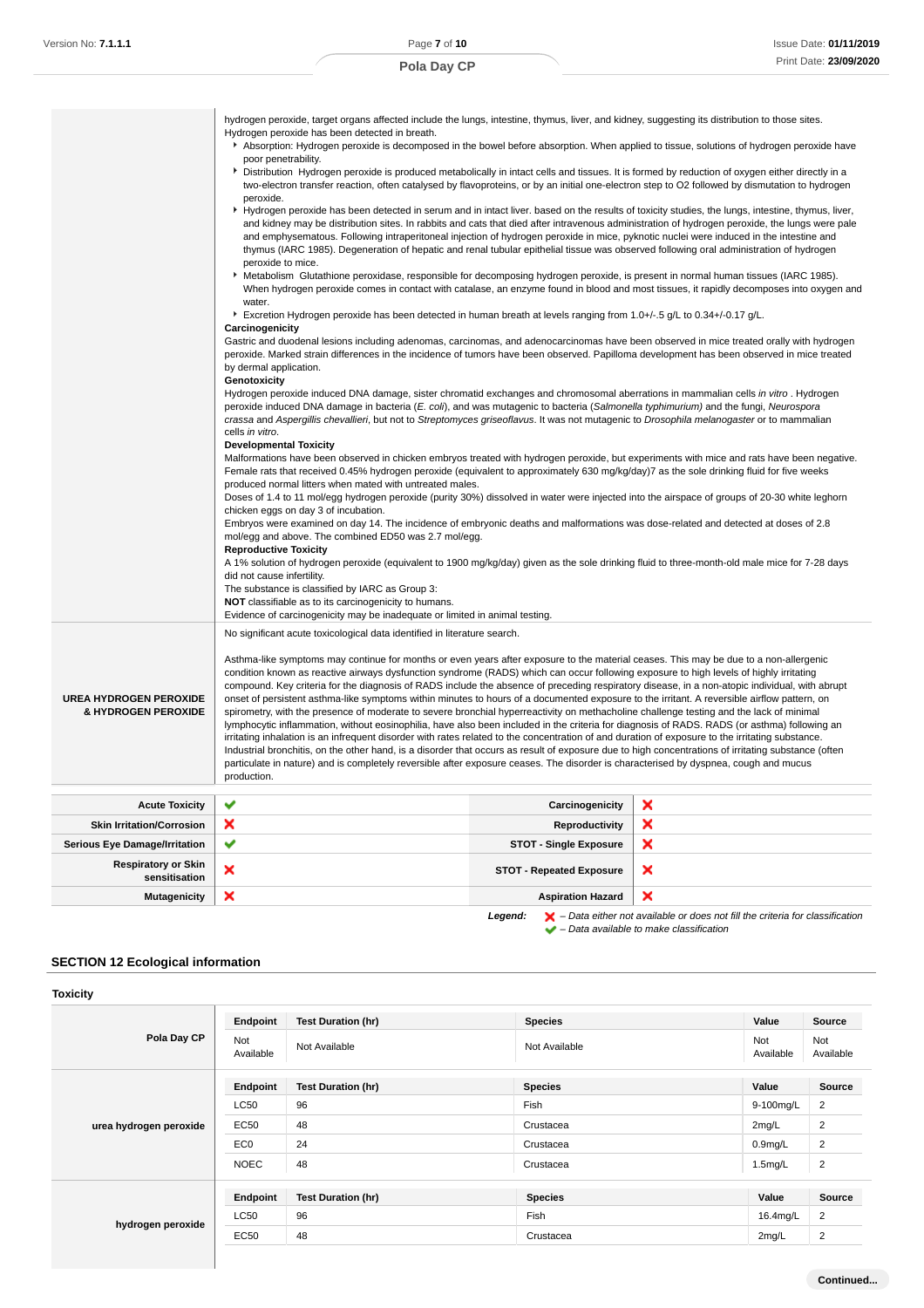| | |
|---|---|
| | hydrogen peroxide, target organs affected include the lungs, intestine, thymus, liver, and kidney, suggesting its distribution to those sites. Hydrogen peroxide has been detected in breath.<br>▸ Absorption: Hydrogen peroxide is decomposed in the bowel before absorption. When applied to tissue, solutions of hydrogen peroxide have poor penetrability.<br>▸ Distribution Hydrogen peroxide is produced metabolically in intact cells and tissues. It is formed by reduction of oxygen either directly in a two-electron transfer reaction, often catalysed by flavoproteins, or by an initial one-electron step to O2 followed by dismutation to hydrogen peroxide.<br>▸ Hydrogen peroxide has been detected in serum and in intact liver. based on the results of toxicity studies, the lungs, intestine, thymus, liver, and kidney may be distribution sites. In rabbits and cats that died after intravenous administration of hydrogen peroxide, the lungs were pale and emphysematous. Following intraperitoneal injection of hydrogen peroxide in mice, pyknotic nuclei were induced in the intestine and thymus (IARC 1985). Degeneration of hepatic and renal tubular epithelial tissue was observed following oral administration of hydrogen peroxide to mice.<br>▸ Metabolism Glutathione peroxidase, responsible for decomposing hydrogen peroxide, is present in normal human tissues (IARC 1985). When hydrogen peroxide comes in contact with catalase, an enzyme found in blood and most tissues, it rapidly decomposes into oxygen and water.<br>▸ Excretion Hydrogen peroxide has been detected in human breath at levels ranging from 1.0+/-.5 g/L to 0.34+/-0.17 g/L.<br>**Carcinogenicity**<br>Gastric and duodenal lesions including adenomas, carcinomas, and adenocarcinomas have been observed in mice treated orally with hydrogen peroxide. Marked strain differences in the incidence of tumors have been observed. Papilloma development has been observed in mice treated by dermal application.<br>**Genotoxicity**<br>Hydrogen peroxide induced DNA damage, sister chromatid exchanges and chromosomal aberrations in mammalian cells *in vitro* . Hydrogen peroxide induced DNA damage in bacteria (*E. coli*), and was mutagenic to bacteria (*Salmonella typhimurium)* and the fungi, *Neurospora crassa* and *Aspergillis chevallieri*, but not to *Streptomyces griseoflavus*. It was not mutagenic to *Drosophila melanogaster* or to mammalian cells *in vitro*.<br>**Developmental Toxicity**<br>Malformations have been observed in chicken embryos treated with hydrogen peroxide, but experiments with mice and rats have been negative. Female rats that received 0.45% hydrogen peroxide (equivalent to approximately 630 mg/kg/day)7 as the sole drinking fluid for five weeks produced normal litters when mated with untreated males.<br>Doses of 1.4 to 11 mol/egg hydrogen peroxide (purity 30%) dissolved in water were injected into the airspace of groups of 20-30 white leghorn chicken eggs on day 3 of incubation.<br>Embryos were examined on day 14. The incidence of embryonic deaths and malformations was dose-related and detected at doses of 2.8 mol/egg and above. The combined ED50 was 2.7 mol/egg.<br>**Reproductive Toxicity**<br>A 1% solution of hydrogen peroxide (equivalent to 1900 mg/kg/day) given as the sole drinking fluid to three-month-old male mice for 7-28 days did not cause infertility.<br>The substance is classified by IARC as Group 3:<br>**NOT** classifiable as to its carcinogenicity to humans.<br>Evidence of carcinogenicity may be inadequate or limited in animal testing. |
| **UREA HYDROGEN PEROXIDE & HYDROGEN PEROXIDE** | No significant acute toxicological data identified in literature search.<br><br>Asthma-like symptoms may continue for months or even years after exposure to the material ceases. This may be due to a non-allergenic condition known as reactive airways dysfunction syndrome (RADS) which can occur following exposure to high levels of highly irritating compound. Key criteria for the diagnosis of RADS include the absence of preceding respiratory disease, in a non-atopic individual, with abrupt onset of persistent asthma-like symptoms within minutes to hours of a documented exposure to the irritant. A reversible airflow pattern, on spirometry, with the presence of moderate to severe bronchial hyperreactivity on methacholine challenge testing and the lack of minimal lymphocytic inflammation, without eosinophilia, have also been included in the criteria for diagnosis of RADS. RADS (or asthma) following an irritating inhalation is an infrequent disorder with rates related to the concentration of and duration of exposure to the irritating substance. Industrial bronchitis, on the other hand, is a disorder that occurs as result of exposure due to high concentrations of irritating substance (often particulate in nature) and is completely reversible after exposure ceases. The disorder is characterised by dyspnea, cough and mucus production. |

| | | | |
|---|---|---|---|
| **Acute Toxicity** | ✔ | **Carcinogenicity** | ✘ |
| **Skin Irritation/Corrosion** | ✘ | **Reproductivity** | ✘ |
| **Serious Eye Damage/Irritation** | ✔ | **STOT - Single Exposure** | ✘ |
| **Respiratory or Skin sensitisation** | ✘ | **STOT - Repeated Exposure** | ✘ |
| **Mutagenicity** | ✘ | **Aspiration Hazard** | ✘ |

***Legend:*** ✘ *– Data either not available or does not fill the criteria for classification*
✔ *– Data available to make classification*

## SECTION 12 Ecological information

### Toxicity

**Pola Day CP**

| Endpoint | Test Duration (hr) | Species | Value | Source |
|---|---|---|---|---|
| Not Available | Not Available | Not Available | Not Available | Not Available |

**urea hydrogen peroxide**

| Endpoint | Test Duration (hr) | Species | Value | Source |
|---|---|---|---|---|
| LC50 | 96 | Fish | 9-100mg/L | 2 |
| EC50 | 48 | Crustacea | 2mg/L | 2 |
| EC0 | 24 | Crustacea | 0.9mg/L | 2 |
| NOEC | 48 | Crustacea | 1.5mg/L | 2 |

**hydrogen peroxide**

| Endpoint | Test Duration (hr) | Species | Value | Source |
|---|---|---|---|---|
| LC50 | 96 | Fish | 16.4mg/L | 2 |
| EC50 | 48 | Crustacea | 2mg/L | 2 |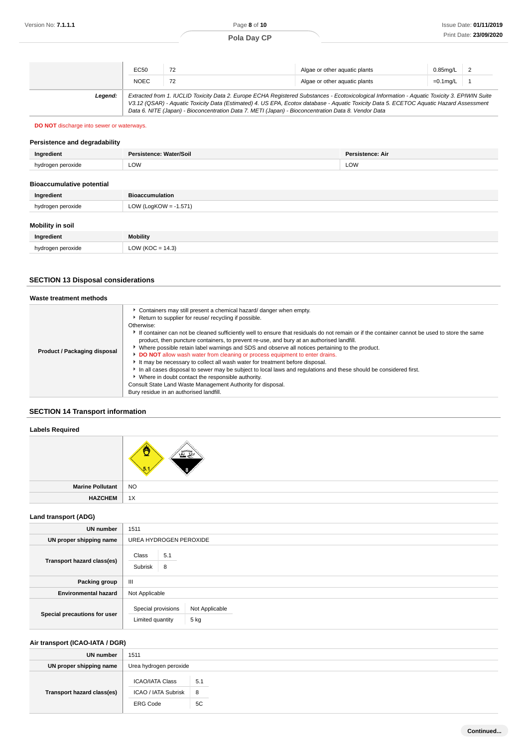| | EC50 | 72 | Algae or other aquatic plants | 0.85mg/L | 2 |
|---|---|---|---|---|---|
| | NOEC | 72 | Algae or other aquatic plants | =0.1mg/L | 1 |
| **Legend:** | *Extracted from 1. IUCLID Toxicity Data 2. Europe ECHA Registered Substances - Ecotoxicological Information - Aquatic Toxicity 3. EPIWIN Suite V3.12 (QSAR) - Aquatic Toxicity Data (Estimated) 4. US EPA, Ecotox database - Aquatic Toxicity Data 5. ECETOC Aquatic Hazard Assessment Data 6. NITE (Japan) - Bioconcentration Data 7. METI (Japan) - Bioconcentration Data 8. Vendor Data* | | | | |

**DO NOT** discharge into sewer or waterways.

### Persistence and degradability

| Ingredient | Persistence: Water/Soil | Persistence: Air |
|---|---|---|
| hydrogen peroxide | LOW | LOW |

### Bioaccumulative potential

| Ingredient | Bioaccumulation |
|---|---|
| hydrogen peroxide | LOW (LogKOW = -1.571) |

### Mobility in soil

| Ingredient | Mobility |
|---|---|
| hydrogen peroxide | LOW (KOC = 14.3) |

## SECTION 13 Disposal considerations

### Waste treatment methods

| | |
|---|---|
| **Product / Packaging disposal** | ▸ Containers may still present a chemical hazard/ danger when empty.<br>▸ Return to supplier for reuse/ recycling if possible.<br>Otherwise:<br>▸ If container can not be cleaned sufficiently well to ensure that residuals do not remain or if the container cannot be used to store the same product, then puncture containers, to prevent re-use, and bury at an authorised landfill.<br>▸ Where possible retain label warnings and SDS and observe all notices pertaining to the product.<br>▸ **DO NOT** allow wash water from cleaning or process equipment to enter drains.<br>▸ It may be necessary to collect all wash water for treatment before disposal.<br>▸ In all cases disposal to sewer may be subject to local laws and regulations and these should be considered first.<br>▸ Where in doubt contact the responsible authority.<br>Consult State Land Waste Management Authority for disposal.<br>Bury residue in an authorised landfill. |

## SECTION 14 Transport information

### Labels Required

| | |
|---|---|
| | 5.1, 8 |
| **Marine Pollutant** | NO |
| **HAZCHEM** | 1X |

### Land transport (ADG)

| | |
|---|---|
| **UN number** | 1511 |
| **UN proper shipping name** | UREA HYDROGEN PEROXIDE |
| **Transport hazard class(es)** | Class: 5.1<br>Subrisk: 8 |
| **Packing group** | III |
| **Environmental hazard** | Not Applicable |
| **Special precautions for user** | Special provisions: Not Applicable<br>Limited quantity: 5 kg |

### Air transport (ICAO-IATA / DGR)

| | |
|---|---|
| **UN number** | 1511 |
| **UN proper shipping name** | Urea hydrogen peroxide |
| **Transport hazard class(es)** | ICAO/IATA Class: 5.1<br>ICAO / IATA Subrisk: 8<br>ERG Code: 5C |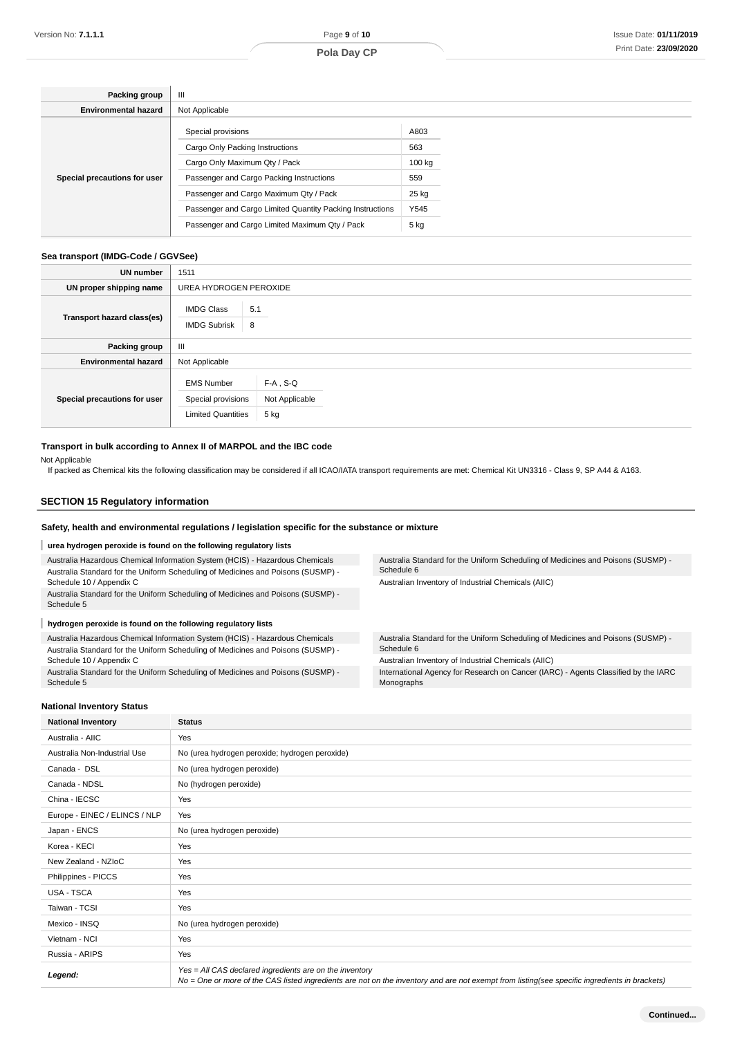| Packing group | III |
|---|---|
| Environmental hazard | Not Applicable |
| Special precautions for user | Special provisions: A803<br>Cargo Only Packing Instructions: 563<br>Cargo Only Maximum Qty / Pack: 100 kg<br>Passenger and Cargo Packing Instructions: 559<br>Passenger and Cargo Maximum Qty / Pack: 25 kg<br>Passenger and Cargo Limited Quantity Packing Instructions: Y545<br>Passenger and Cargo Limited Maximum Qty / Pack: 5 kg |

### Sea transport (IMDG-Code / GGVSee)

| UN number | 1511 |
|---|---|
| UN proper shipping name | UREA HYDROGEN PEROXIDE |
| Transport hazard class(es) | IMDG Class: 5.1<br>IMDG Subrisk: 8 |
| Packing group | III |
| Environmental hazard | Not Applicable |
| Special precautions for user | EMS Number: F-A , S-Q<br>Special provisions: Not Applicable<br>Limited Quantities: 5 kg |

### Transport in bulk according to Annex II of MARPOL and the IBC code

Not Applicable

If packed as Chemical kits the following classification may be considered if all ICAO/IATA transport requirements are met: Chemical Kit UN3316 - Class 9, SP A44 & A163.

## SECTION 15 Regulatory information

### Safety, health and environmental regulations / legislation specific for the substance or mixture

**urea hydrogen peroxide is found on the following regulatory lists**

- Australia Hazardous Chemical Information System (HCIS) - Hazardous Chemicals
- Australia Standard for the Uniform Scheduling of Medicines and Poisons (SUSMP) - Schedule 10 / Appendix C
- Australia Standard for the Uniform Scheduling of Medicines and Poisons (SUSMP) - Schedule 5
- Australia Standard for the Uniform Scheduling of Medicines and Poisons (SUSMP) - Schedule 6
- Australian Inventory of Industrial Chemicals (AIIC)

**hydrogen peroxide is found on the following regulatory lists**

- Australia Hazardous Chemical Information System (HCIS) - Hazardous Chemicals
- Australia Standard for the Uniform Scheduling of Medicines and Poisons (SUSMP) - Schedule 10 / Appendix C
- Australia Standard for the Uniform Scheduling of Medicines and Poisons (SUSMP) - Schedule 5
- Australia Standard for the Uniform Scheduling of Medicines and Poisons (SUSMP) - Schedule 6
- Australian Inventory of Industrial Chemicals (AIIC)
- International Agency for Research on Cancer (IARC) - Agents Classified by the IARC Monographs

### National Inventory Status

| National Inventory | Status |
|---|---|
| Australia - AIIC | Yes |
| Australia Non-Industrial Use | No (urea hydrogen peroxide; hydrogen peroxide) |
| Canada - DSL | No (urea hydrogen peroxide) |
| Canada - NDSL | No (hydrogen peroxide) |
| China - IECSC | Yes |
| Europe - EINEC / ELINCS / NLP | Yes |
| Japan - ENCS | No (urea hydrogen peroxide) |
| Korea - KECI | Yes |
| New Zealand - NZIoC | Yes |
| Philippines - PICCS | Yes |
| USA - TSCA | Yes |
| Taiwan - TCSI | Yes |
| Mexico - INSQ | No (urea hydrogen peroxide) |
| Vietnam - NCI | Yes |
| Russia - ARIPS | Yes |
| *Legend:* | *Yes = All CAS declared ingredients are on the inventory*<br>*No = One or more of the CAS listed ingredients are not on the inventory and are not exempt from listing(see specific ingredients in brackets)* |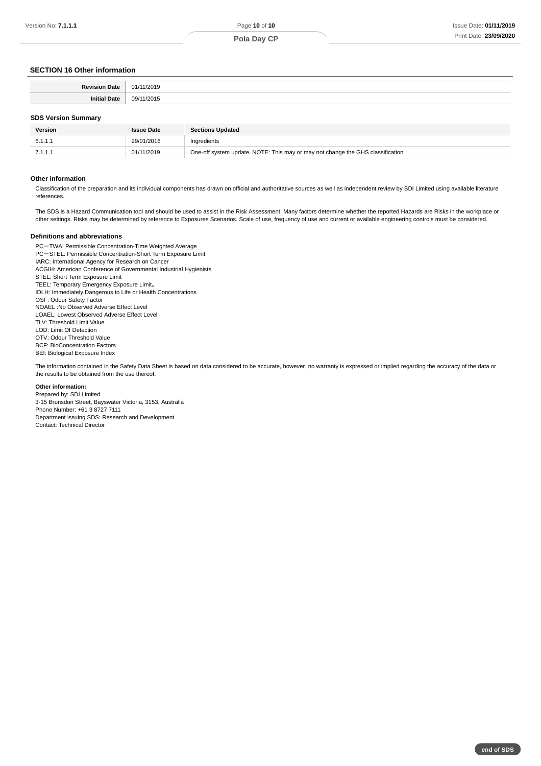## SECTION 16 Other information

| | |
|---|---|
| **Revision Date** | 01/11/2019 |
| **Initial Date** | 09/11/2015 |

### SDS Version Summary

| Version | Issue Date | Sections Updated |
|---|---|---|
| 6.1.1.1 | 29/01/2016 | Ingredients |
| 7.1.1.1 | 01/11/2019 | One-off system update. NOTE: This may or may not change the GHS classification |

### Other information

Classification of the preparation and its individual components has drawn on official and authoritative sources as well as independent review by SDI Limited using available literature references.

The SDS is a Hazard Communication tool and should be used to assist in the Risk Assessment. Many factors determine whether the reported Hazards are Risks in the workplace or other settings. Risks may be determined by reference to Exposures Scenarios. Scale of use, frequency of use and current or available engineering controls must be considered.

### Definitions and abbreviations

PC－TWA: Permissible Concentration-Time Weighted Average
PC－STEL: Permissible Concentration-Short Term Exposure Limit
IARC: International Agency for Research on Cancer
ACGIH: American Conference of Governmental Industrial Hygienists
STEL: Short Term Exposure Limit
TEEL: Temporary Emergency Exposure Limit。
IDLH: Immediately Dangerous to Life or Health Concentrations
OSF: Odour Safety Factor
NOAEL :No Observed Adverse Effect Level
LOAEL: Lowest Observed Adverse Effect Level
TLV: Threshold Limit Value
LOD: Limit Of Detection
OTV: Odour Threshold Value
BCF: BioConcentration Factors
BEI: Biological Exposure Index

The information contained in the Safety Data Sheet is based on data considered to be accurate, however, no warranty is expressed or implied regarding the accuracy of the data or the results to be obtained from the use thereof.

**Other information:**
Prepared by: SDI Limited
3-15 Brunsdon Street, Bayswater Victoria, 3153, Australia
Phone Number: +61 3 8727 7111
Department issuing SDS: Research and Development
Contact: Technical Director

**end of SDS**